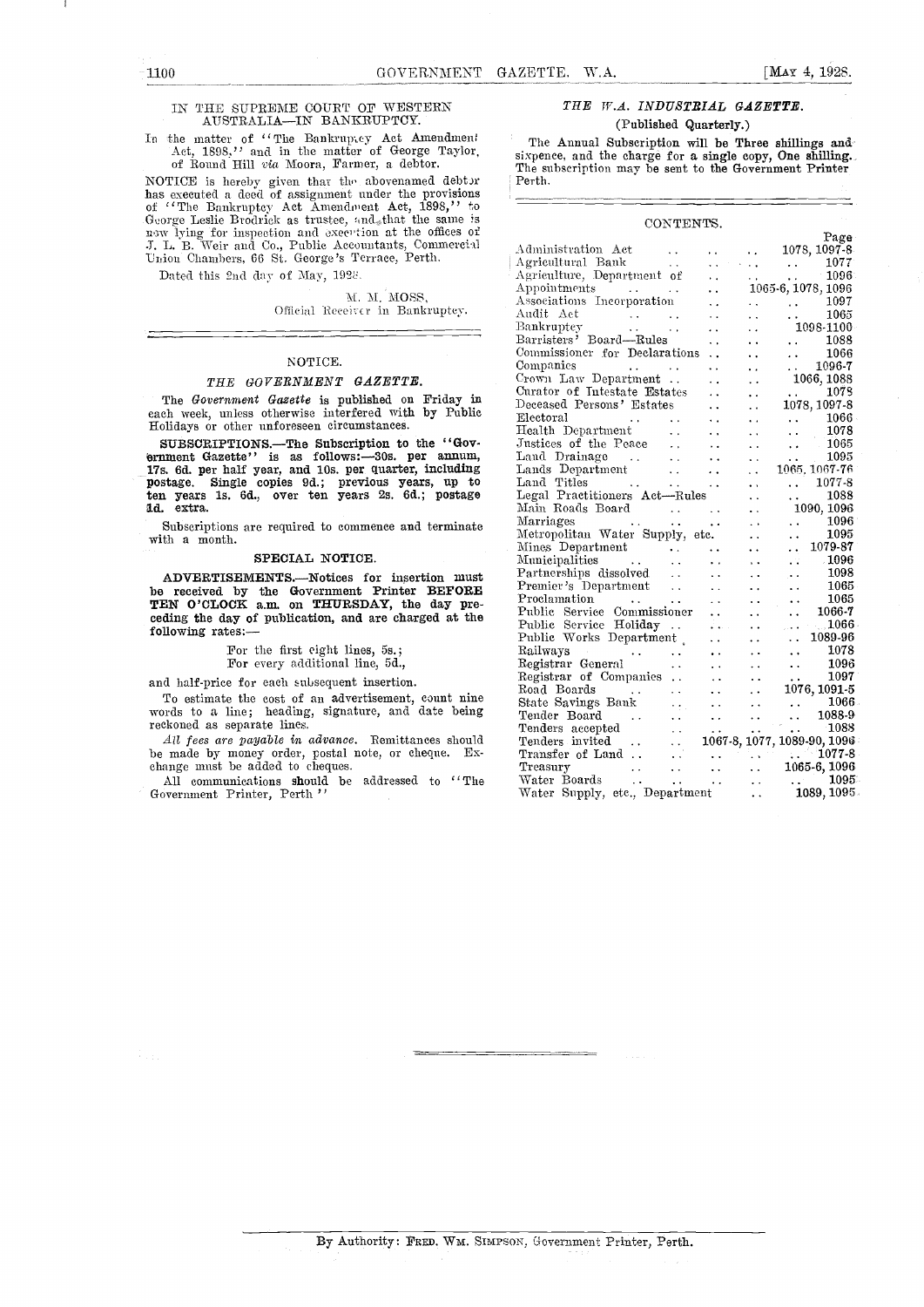## IN THE SUPREME COURT OF WESTERN AUSTRALIA—IN BANKRUPTCY.

In the matter of "The Bankruptcy Act Amendment Act, 1898," and in the matter of George Taylor, of Round Hill *via* Moora, Farmer, a debtor.

NOTICE is hereby given that the abovenamed debtor has executed a deed of assignment under the provisions of "The Bankruptcy Act Amendment Act, 1898," to George Leslie Brodrick as trustee, and that the same is now lying for inspection and execution at the offices of J. L. B. Weir and Co., Public Accountants, Commercial Union Chambers, 66 St. George's Terrace, Perth.

Dated this 2nd day of May, 1928.

M. M. MOSS,
Official Receiver in Bankruptcy.

---

## NOTICE.

### *THE GOVERNMENT GAZETTE.*

The *Government Gazette* is published on Friday in each week, unless otherwise interfered with by Public Holidays or other unforeseen circumstances.

**SUBSCRIPTIONS.—The Subscription to the "Government Gazette" is as follows:—30s. per annum, 17s. 6d. per half year, and 10s. per quarter, including postage. Single copies 9d.; previous years, up to ten years 1s. 6d., over ten years 2s. 6d.; postage 1d. extra.**

Subscriptions are required to commence and terminate with a month.

### SPECIAL NOTICE.

**ADVERTISEMENTS.—Notices for insertion must be received by the Government Printer BEFORE TEN O'CLOCK a.m. on THURSDAY, the day preceding the day of publication, and are charged at the following rates:—**

For the first eight lines, 5s.;
For every additional line, 5d.,

and half-price for each subsequent insertion.

To estimate the cost of an advertisement, count nine words to a line; heading, signature, and date being reckoned as separate lines.

*All fees are payable in advance.* Remittances should be made by money order, postal note, or cheque. Exchange must be added to cheques.

All communications should be addressed to "The Government Printer, Perth."

---

### *THE W.A. INDUSTRIAL GAZETTE.*

**(Published Quarterly.)**

The Annual Subscription will be Three shillings and sixpence, and the charge for a single copy, **One shilling.** The subscription may be sent to the Government Printer Perth.

---

### CONTENTS.

| | Page |
|---|---|
| Administration Act | 1078, 1097-8 |
| Agricultural Bank | 1077 |
| Agriculture, Department of | 1096 |
| Appointments | 1065-6, 1078, 1096 |
| Associations Incorporation | 1097 |
| Audit Act | 1065 |
| Bankruptcy | 1098-1100 |
| Barristers' Board—Rules | 1088 |
| Commissioner for Declarations | 1066 |
| Companies | 1096-7 |
| Crown Law Department | 1066, 1088 |
| Curator of Intestate Estates | 1078 |
| Deceased Persons' Estates | 1078, 1097-8 |
| Electoral | 1066 |
| Health Department | 1078 |
| Justices of the Peace | 1065 |
| Land Drainage | 1095 |
| Lands Department | 1065, 1067-76 |
| Land Titles | 1077-8 |
| Legal Practitioners Act—Rules | 1088 |
| Main Roads Board | 1090, 1096 |
| Marriages | 1096 |
| Metropolitan Water Supply, etc. | 1095 |
| Mines Department | 1079-87 |
| Municipalities | 1096 |
| Partnerships dissolved | 1098 |
| Premier's Department | 1065 |
| Proclamation | 1065 |
| Public Service Commissioner | 1066-7 |
| Public Service Holiday | 1066 |
| Public Works Department | 1089-96 |
| Railways | 1078 |
| Registrar General | 1096 |
| Registrar of Companies | 1097 |
| Road Boards | 1076, 1091-5 |
| State Savings Bank | 1066 |
| Tender Board | 1088-9 |
| Tenders accepted | 1088 |
| Tenders invited | 1067-8, 1077, 1089-90, 1096 |
| Transfer of Land | 1077-8 |
| Treasury | 1065-6, 1096 |
| Water Boards | 1095 |
| Water Supply, etc., Department | 1089, 1095 |

---

By Authority: FRED. WM. SIMPSON, Government Printer, Perth.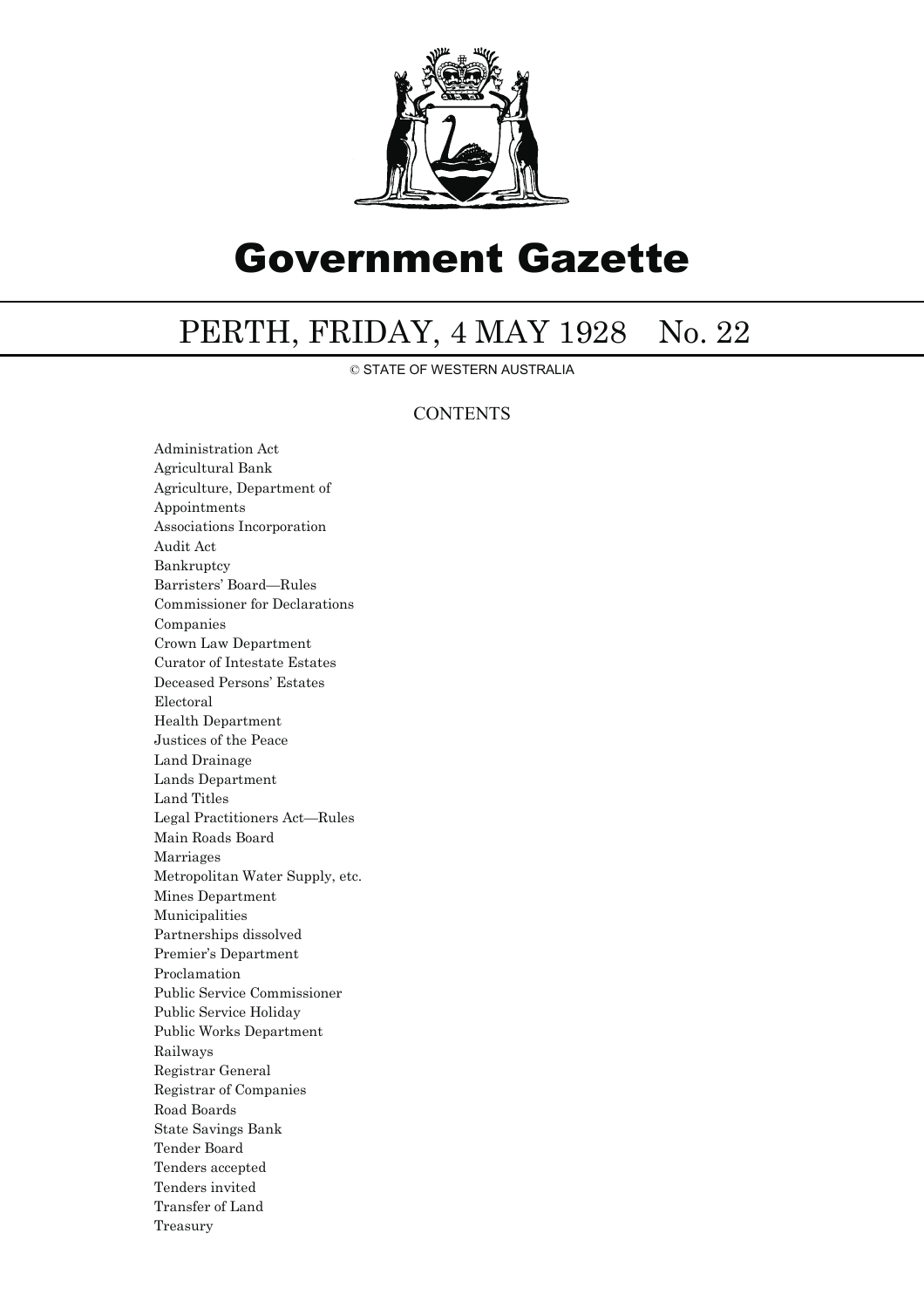# Government Gazette

## PERTH, FRIDAY, 4 MAY 1928 No. 22

© STATE OF WESTERN AUSTRALIA

### CONTENTS

Administration Act
Agricultural Bank
Agriculture, Department of
Appointments
Associations Incorporation
Audit Act
Bankruptcy
Barristers' Board—Rules
Commissioner for Declarations
Companies
Crown Law Department
Curator of Intestate Estates
Deceased Persons' Estates
Electoral
Health Department
Justices of the Peace
Land Drainage
Lands Department
Land Titles
Legal Practitioners Act—Rules
Main Roads Board
Marriages
Metropolitan Water Supply, etc.
Mines Department
Municipalities
Partnerships dissolved
Premier's Department
Proclamation
Public Service Commissioner
Public Service Holiday
Public Works Department
Railways
Registrar General
Registrar of Companies
Road Boards
State Savings Bank
Tender Board
Tenders accepted
Tenders invited
Transfer of Land
Treasury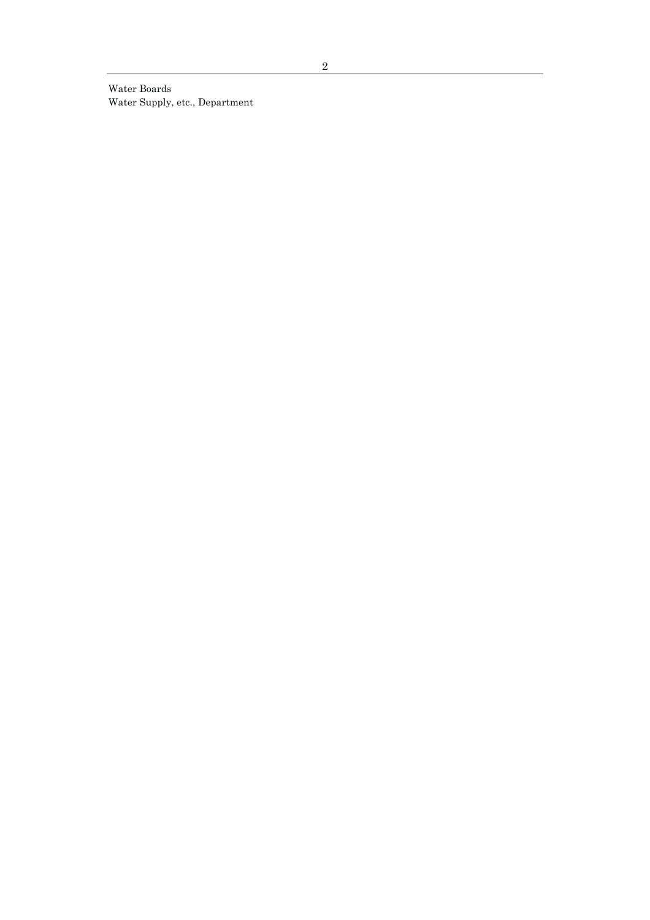Water Boards
Water Supply, etc., Department